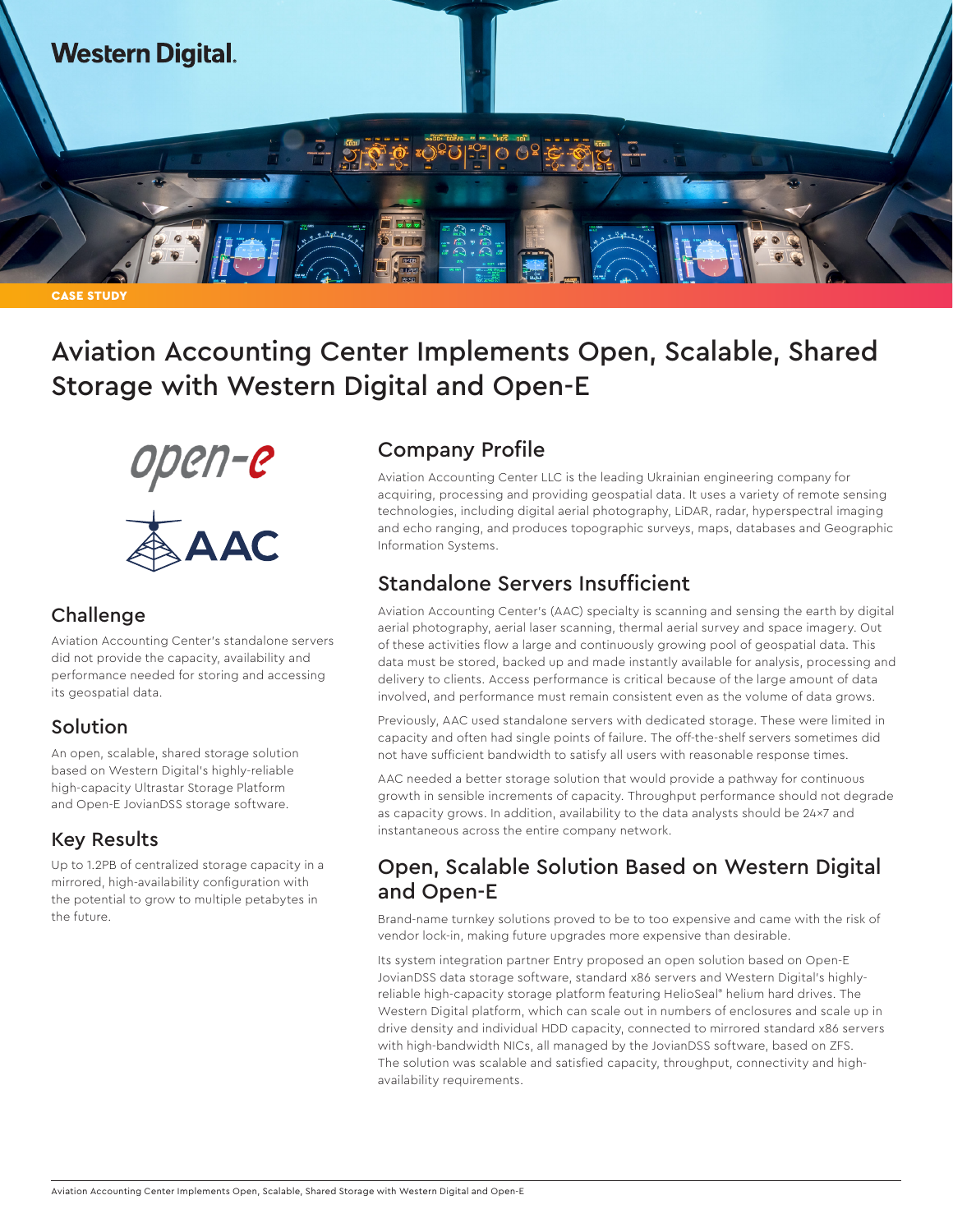Western Digital.

CASE STUDY

# Aviation Accounting Center Implements Open, Scalable, Shared Storage with Western Digital and Open-E

## Challenge

Aviation Accounting Center's standalone servers did not provide the capacity, availability and performance needed for storing and accessing its geospatial data.

## Solution

An open, scalable, shared storage solution based on Western Digital's highly-reliable high-capacity Ultrastar Storage Platform and Open-E JovianDSS storage software.

## Key Results

Up to 1.2PB of centralized storage capacity in a mirrored, high-availability configuration with the potential to grow to multiple petabytes in the future.

## Company Profile

Aviation Accounting Center LLC is the leading Ukrainian engineering company for acquiring, processing and providing geospatial data. It uses a variety of remote sensing technologies, including digital aerial photography, LiDAR, radar, hyperspectral imaging and echo ranging, and produces topographic surveys, maps, databases and Geographic Information Systems.

## Standalone Servers Insufficient

Aviation Accounting Center's (AAC) specialty is scanning and sensing the earth by digital aerial photography, aerial laser scanning, thermal aerial survey and space imagery. Out of these activities flow a large and continuously growing pool of geospatial data. This data must be stored, backed up and made instantly available for analysis, processing and delivery to clients. Access performance is critical because of the large amount of data involved, and performance must remain consistent even as the volume of data grows.

Previously, AAC used standalone servers with dedicated storage. These were limited in capacity and often had single points of failure. The off-the-shelf servers sometimes did not have sufficient bandwidth to satisfy all users with reasonable response times.

AAC needed a better storage solution that would provide a pathway for continuous growth in sensible increments of capacity. Throughput performance should not degrade as capacity grows. In addition, availability to the data analysts should be 24×7 and instantaneous across the entire company network.

## Open, Scalable Solution Based on Western Digital and Open-E

Brand-name turnkey solutions proved to be to too expensive and came with the risk of vendor lock-in, making future upgrades more expensive than desirable.

Its system integration partner Entry proposed an open solution based on Open-E JovianDSS data storage software, standard x86 servers and Western Digital's highly-reliable high-capacity storage platform featuring HelioSeal® helium hard drives. The Western Digital platform, which can scale out in numbers of enclosures and scale up in drive density and individual HDD capacity, connected to mirrored standard x86 servers with high-bandwidth NICs, all managed by the JovianDSS software, based on ZFS. The solution was scalable and satisfied capacity, throughput, connectivity and high-availability requirements.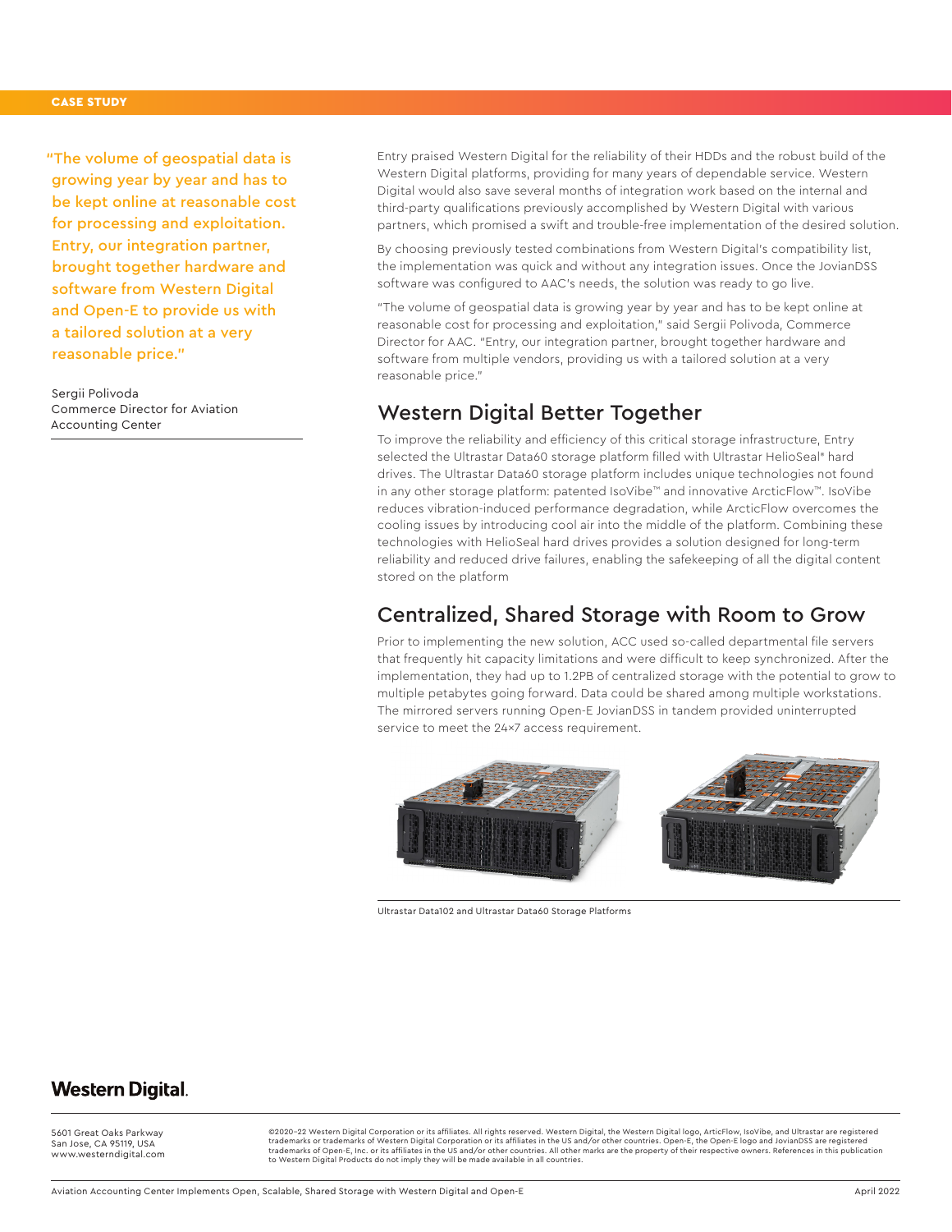"The volume of geospatial data is growing year by year and has to be kept online at reasonable cost for processing and exploitation. Entry, our integration partner, brought together hardware and software from Western Digital and Open-E to provide us with a tailored solution at a very reasonable price."

Sergii Polivoda
Commerce Director for Aviation Accounting Center

Entry praised Western Digital for the reliability of their HDDs and the robust build of the Western Digital platforms, providing for many years of dependable service. Western Digital would also save several months of integration work based on the internal and third-party qualifications previously accomplished by Western Digital with various partners, which promised a swift and trouble-free implementation of the desired solution.

By choosing previously tested combinations from Western Digital's compatibility list, the implementation was quick and without any integration issues. Once the JovianDSS software was configured to AAC's needs, the solution was ready to go live.

"The volume of geospatial data is growing year by year and has to be kept online at reasonable cost for processing and exploitation," said Sergii Polivoda, Commerce Director for AAC. "Entry, our integration partner, brought together hardware and software from multiple vendors, providing us with a tailored solution at a very reasonable price."

## Western Digital Better Together

To improve the reliability and efficiency of this critical storage infrastructure, Entry selected the Ultrastar Data60 storage platform filled with Ultrastar HelioSeal® hard drives. The Ultrastar Data60 storage platform includes unique technologies not found in any other storage platform: patented IsoVibe™ and innovative ArcticFlow™. IsoVibe reduces vibration-induced performance degradation, while ArcticFlow overcomes the cooling issues by introducing cool air into the middle of the platform. Combining these technologies with HelioSeal hard drives provides a solution designed for long-term reliability and reduced drive failures, enabling the safekeeping of all the digital content stored on the platform

## Centralized, Shared Storage with Room to Grow

Prior to implementing the new solution, ACC used so-called departmental file servers that frequently hit capacity limitations and were difficult to keep synchronized. After the implementation, they had up to 1.2PB of centralized storage with the potential to grow to multiple petabytes going forward. Data could be shared among multiple workstations. The mirrored servers running Open-E JovianDSS in tandem provided uninterrupted service to meet the 24×7 access requirement.

Ultrastar Data102 and Ultrastar Data60 Storage Platforms

**Western Digital.**

5601 Great Oaks Parkway
San Jose, CA 95119, USA
www.westerndigital.com

©2020–22 Western Digital Corporation or its affiliates. All rights reserved. Western Digital, the Western Digital logo, ArticFlow, IsoVibe, and Ultrastar are registered trademarks or trademarks of Western Digital Corporation or its affiliates in the US and/or other countries. Open-E, the Open-E logo and JovianDSS are registered trademarks of Open-E, Inc. or its affiliates in the US and/or other countries. All other marks are the property of their respective owners. References in this publication to Western Digital Products do not imply they will be made available in all countries.